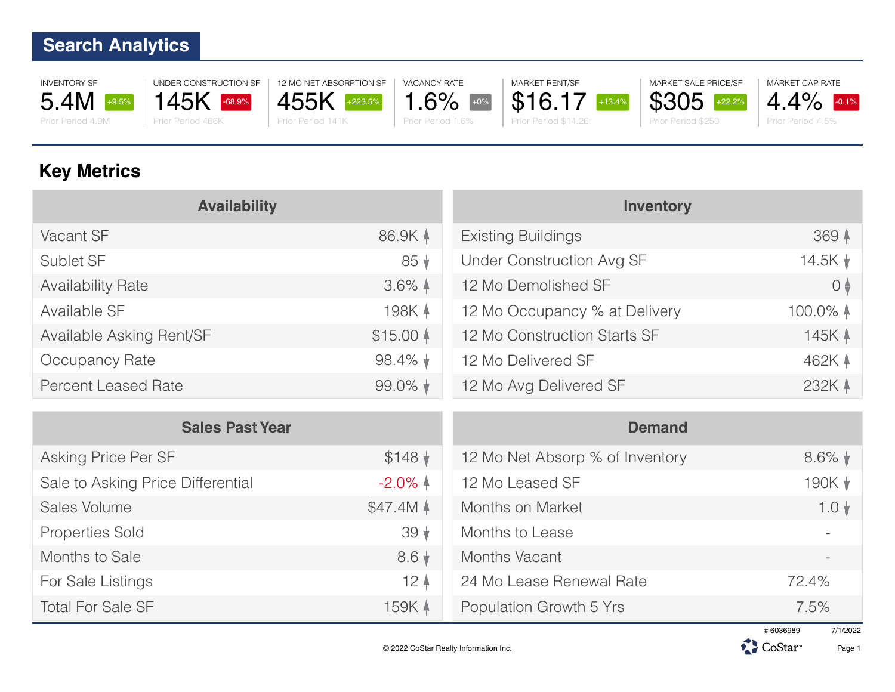# Search Analytics

| INVENTORY SF | UNDER CONSTRUCTION SF | 12 MO NET ABSORPTION SF | VACANCY RATE | MARKET RENT/SF | MARKET SALE PRICE/SF | MARKET CAP RATE |
|---|---|---|---|---|---|---|
| 5.4M (+9.5%) | 145K (-68.9%) | 455K (+223.5%) | 1.6% (+0%) | $16.17 (+13.4%) | $305 (+22.2%) | 4.4% (-0.1%) |
| Prior Period 4.9M | Prior Period 466K | Prior Period 141K | Prior Period 1.6% | Prior Period $14.26 | Prior Period $250 | Prior Period 4.5% |

## Key Metrics

| Availability | |
|---|---|
| Vacant SF | 86.9K ↑ |
| Sublet SF | 85 ↓ |
| Availability Rate | 3.6% ↑ |
| Available SF | 198K ↑ |
| Available Asking Rent/SF | $15.00 ↑ |
| Occupancy Rate | 98.4% ↓ |
| Percent Leased Rate | 99.0% ↓ |

| Inventory | |
|---|---|
| Existing Buildings | 369 ↑ |
| Under Construction Avg SF | 14.5K ↓ |
| 12 Mo Demolished SF | 0 ↕ |
| 12 Mo Occupancy % at Delivery | 100.0% ↑ |
| 12 Mo Construction Starts SF | 145K ↑ |
| 12 Mo Delivered SF | 462K ↑ |
| 12 Mo Avg Delivered SF | 232K ↑ |

| Sales Past Year | |
|---|---|
| Asking Price Per SF | $148 ↓ |
| Sale to Asking Price Differential | -2.0% ↑ |
| Sales Volume | $47.4M ↑ |
| Properties Sold | 39 ↓ |
| Months to Sale | 8.6 ↓ |
| For Sale Listings | 12 ↑ |
| Total For Sale SF | 159K ↑ |

| Demand | |
|---|---|
| 12 Mo Net Absorp % of Inventory | 8.6% ↓ |
| 12 Mo Leased SF | 190K ↓ |
| Months on Market | 1.0 ↓ |
| Months to Lease | - |
| Months Vacant | - |
| 24 Mo Lease Renewal Rate | 72.4% |
| Population Growth 5 Yrs | 7.5% |

# 6036989 7/1/2022

© 2022 CoStar Realty Information Inc.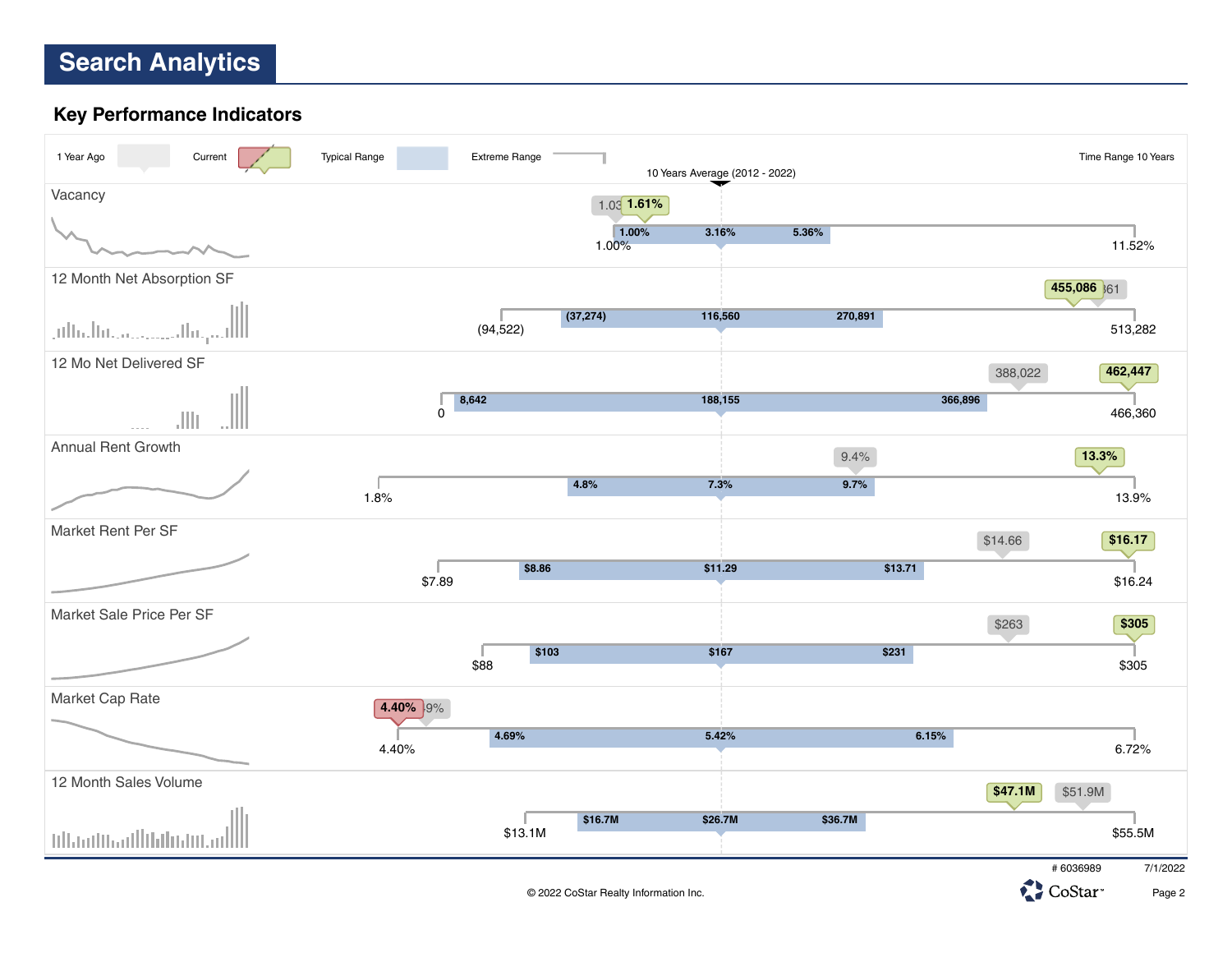# Search Analytics

## Key Performance Indicators

1 Year Ago | Current | Typical Range | Extreme Range | Time Range 10 Years

10 Years Average (2012 - 2022)

| Indicator | 1 Year Ago | Current | Extreme Low | Typical Low | 10 Years Average | Typical High | Extreme High |
|---|---|---|---|---|---|---|---|
| Vacancy | 1.03 | 1.61% | 1.00% | 1.00% | 3.16% | 5.36% | 11.52% |
| 12 Month Net Absorption SF | 61 | 455,086 | (94,522) | (37,274) | 116,560 | 270,891 | 513,282 |
| 12 Mo Net Delivered SF | 388,022 | 462,447 | 0 | 8,642 | 188,155 | 366,896 | 466,360 |
| Annual Rent Growth | 9.4% | 13.3% | 1.8% | 4.8% | 7.3% | 9.7% | 13.9% |
| Market Rent Per SF | $14.66 | $16.17 | $7.89 | $8.86 | $11.29 | $13.71 | $16.24 |
| Market Sale Price Per SF | $263 | $305 | $88 | $103 | $167 | $231 | $305 |
| Market Cap Rate | 9% | 4.40% | 4.40% | 4.69% | 5.42% | 6.15% | 6.72% |
| 12 Month Sales Volume | $51.9M | $47.1M | $13.1M | $16.7M | $26.7M | $36.7M | $55.5M |

\# 6036989 7/1/2022

© 2022 CoStar Realty Information Inc.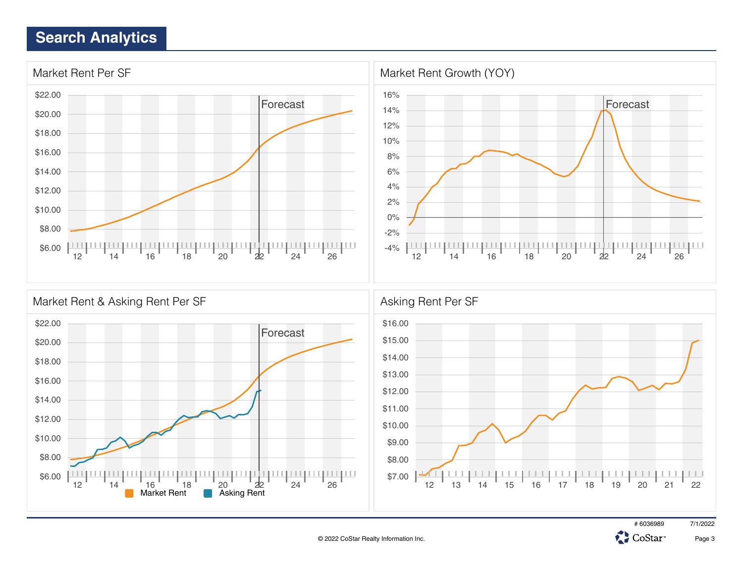# Search Analytics

## Market Rent Per SF

$22.00
$20.00
$18.00
$16.00
$14.00
$12.00
$10.00
$8.00
$6.00

Forecast

12 14 16 18 20 22 24 26

## Market Rent Growth (YOY)

16%
14%
12%
10%
8%
6%
4%
2%
0%
-2%
-4%

Forecast

12 14 16 18 20 22 24 26

## Market Rent & Asking Rent Per SF

$22.00
$20.00
$18.00
$16.00
$14.00
$12.00
$10.00
$8.00
$6.00

Forecast

12 14 16 18 20 22 24 26

Market Rent Asking Rent

## Asking Rent Per SF

$16.00
$15.00
$14.00
$13.00
$12.00
$11.00
$10.00
$9.00
$8.00
$7.00

12 13 14 15 16 17 18 19 20 21 22

# 6036989 7/1/2022

© 2022 CoStar Realty Information Inc.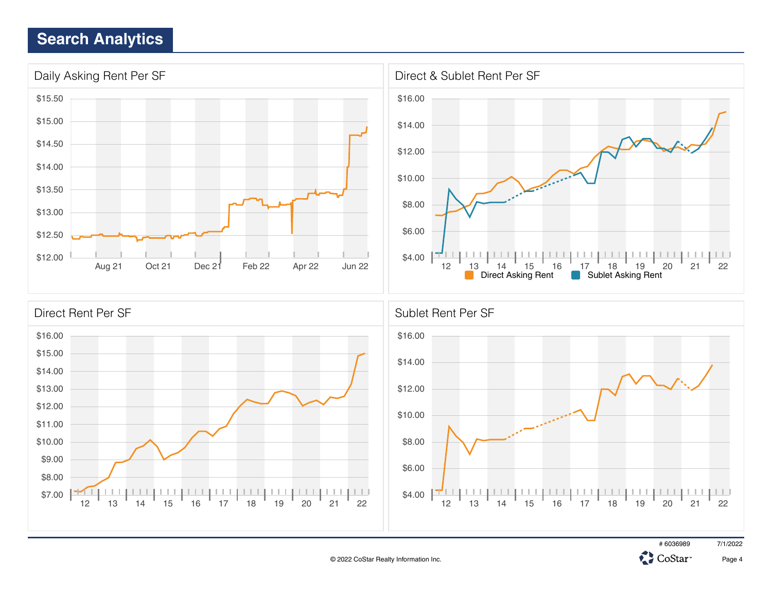# Search Analytics

## Daily Asking Rent Per SF

$15.50
$15.00
$14.50
$14.00
$13.50
$13.00
$12.50
$12.00

Aug 21 | Oct 21 | Dec 21 | Feb 22 | Apr 22 | Jun 22

## Direct & Sublet Rent Per SF

$16.00
$14.00
$12.00
$10.00
$8.00
$6.00
$4.00

12 | 13 | 14 | 15 | 16 | 17 | 18 | 19 | 20 | 21 | 22

Direct Asking Rent | Sublet Asking Rent

## Direct Rent Per SF

$16.00
$15.00
$14.00
$13.00
$12.00
$11.00
$10.00
$9.00
$8.00
$7.00

12 | 13 | 14 | 15 | 16 | 17 | 18 | 19 | 20 | 21 | 22

## Sublet Rent Per SF

$16.00
$14.00
$12.00
$10.00
$8.00
$6.00
$4.00

12 | 13 | 14 | 15 | 16 | 17 | 18 | 19 | 20 | 21 | 22

# 6036989 7/1/2022

© 2022 CoStar Realty Information Inc.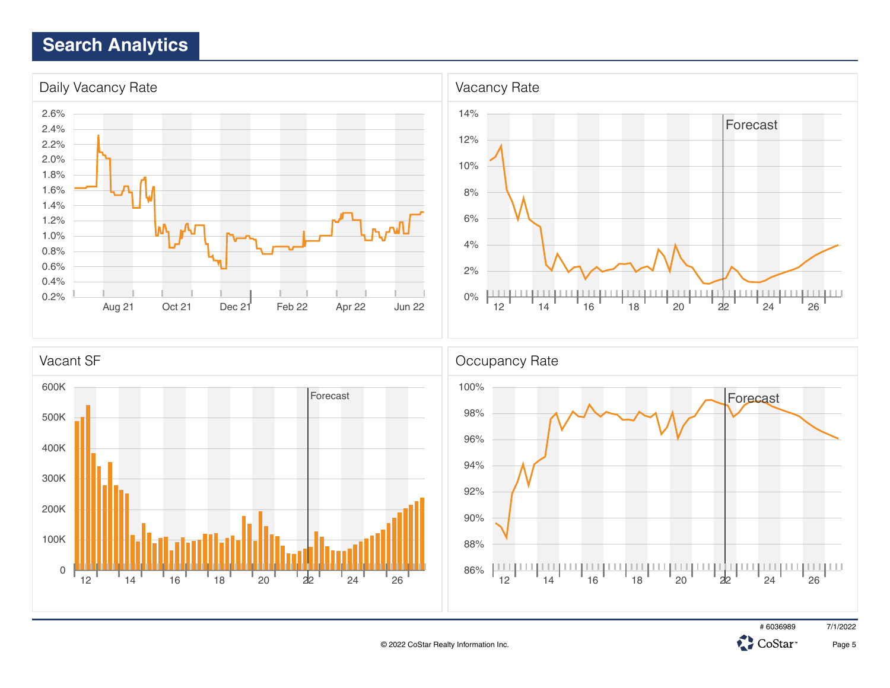## Search Analytics

### Daily Vacancy Rate

### Vacancy Rate

### Vacant SF

### Occupancy Rate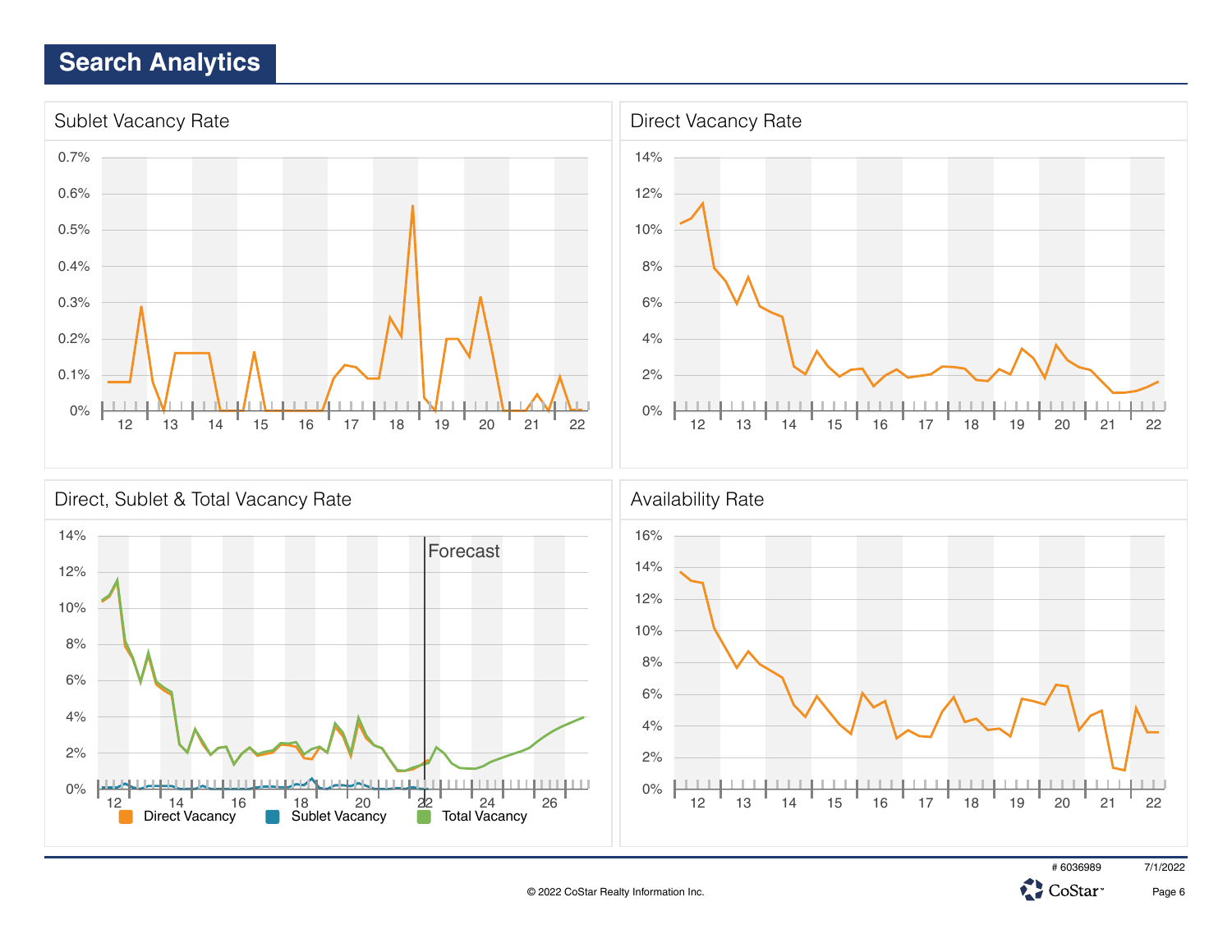# Search Analytics

## Sublet Vacancy Rate

0.7%
0.6%
0.5%
0.4%
0.3%
0.2%
0.1%
0%

12 13 14 15 16 17 18 19 20 21 22

## Direct Vacancy Rate

14%
12%
10%
8%
6%
4%
2%
0%

12 13 14 15 16 17 18 19 20 21 22

## Direct, Sublet & Total Vacancy Rate

14%
12%
10%
8%
6%
4%
2%
0%

Forecast

12 14 16 18 20 22 24 26

Direct Vacancy Sublet Vacancy Total Vacancy

## Availability Rate

16%
14%
12%
10%
8%
6%
4%
2%
0%

12 13 14 15 16 17 18 19 20 21 22

# 6036989 7/1/2022

© 2022 CoStar Realty Information Inc.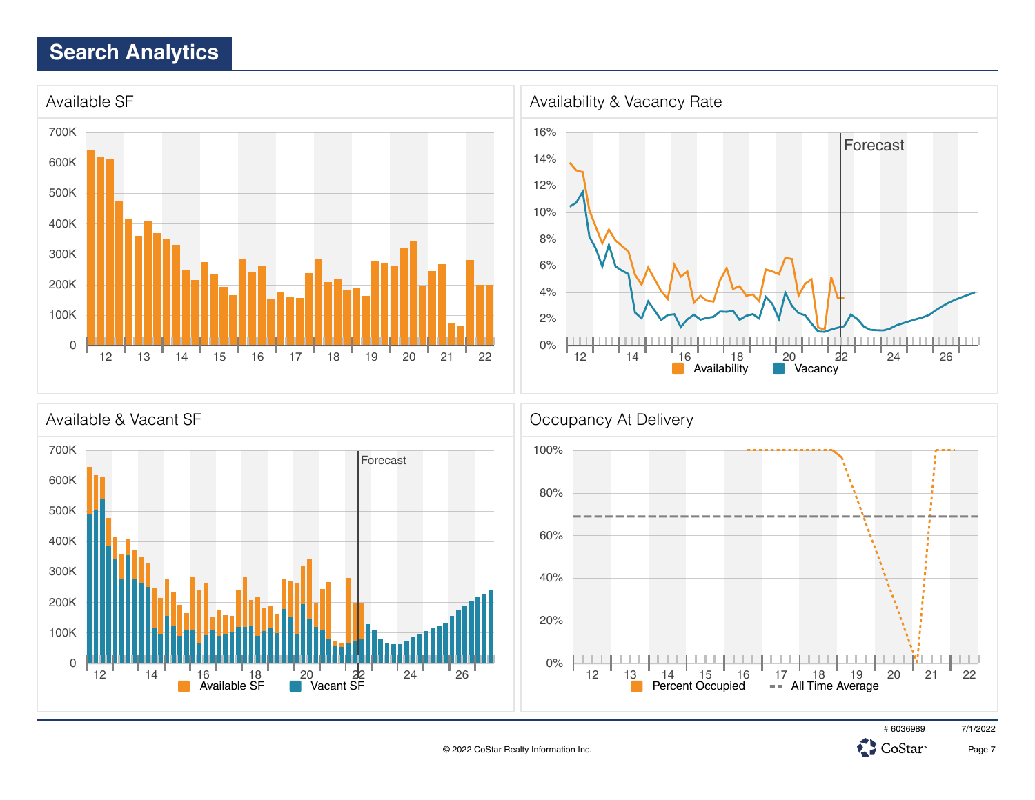# Search Analytics

## Available SF

700K
600K
500K
400K
300K
200K
100K
0

12 13 14 15 16 17 18 19 20 21 22

## Availability & Vacancy Rate

16%
14%
12%
10%
8%
6%
4%
2%
0%

Forecast

12 14 16 18 20 22 24 26

Availability Vacancy

## Available & Vacant SF

700K
600K
500K
400K
300K
200K
100K
0

Forecast

12 14 16 18 20 22 24 26

Available SF Vacant SF

## Occupancy At Delivery

100%
80%
60%
40%
20%
0%

12 13 14 15 16 17 18 19 20 21 22

Percent Occupied All Time Average

# 6036989 7/1/2022

© 2022 CoStar Realty Information Inc.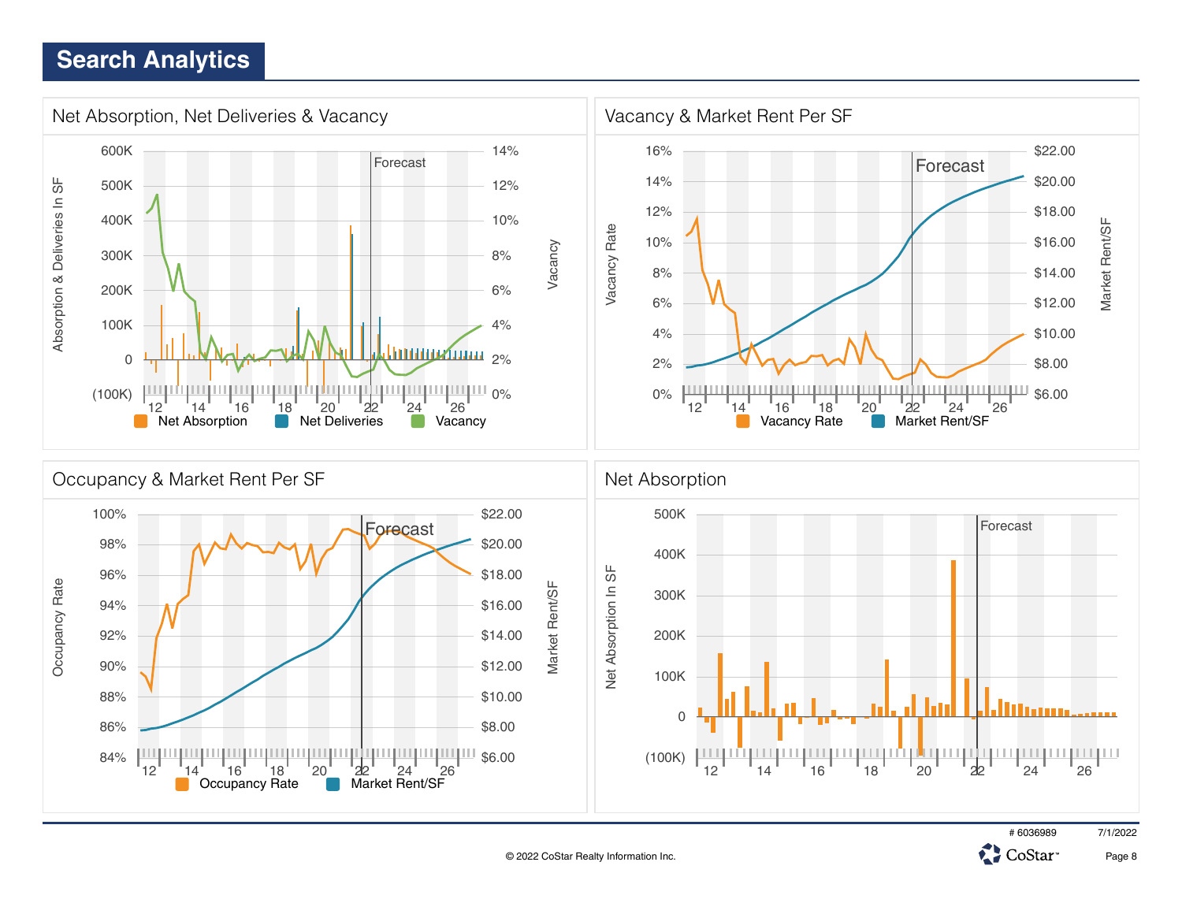# Search Analytics

## Net Absorption, Net Deliveries & Vacancy

Absorption & Deliveries In SF: 600K, 500K, 400K, 300K, 200K, 100K, 0, (100K)

Vacancy: 14%, 12%, 10%, 8%, 6%, 4%, 2%, 0%

Forecast

12, 14, 16, 18, 20, 22, 24, 26

Net Absorption | Net Deliveries | Vacancy

## Vacancy & Market Rent Per SF

Vacancy Rate: 16%, 14%, 12%, 10%, 8%, 6%, 4%, 2%, 0%

Market Rent/SF: $22.00, $20.00, $18.00, $16.00, $14.00, $12.00, $10.00, $8.00, $6.00

Forecast

12, 14, 16, 18, 20, 22, 24, 26

Vacancy Rate | Market Rent/SF

## Occupancy & Market Rent Per SF

Occupancy Rate: 100%, 98%, 96%, 94%, 92%, 90%, 88%, 86%, 84%

Market Rent/SF: $22.00, $20.00, $18.00, $16.00, $14.00, $12.00, $10.00, $8.00, $6.00

Forecast

12, 14, 16, 18, 20, 22, 24, 26

Occupancy Rate | Market Rent/SF

## Net Absorption

Net Absorption In SF: 500K, 400K, 300K, 200K, 100K, 0, (100K)

Forecast

12, 14, 16, 18, 20, 22, 24, 26

# 6036989 7/1/2022

© 2022 CoStar Realty Information Inc.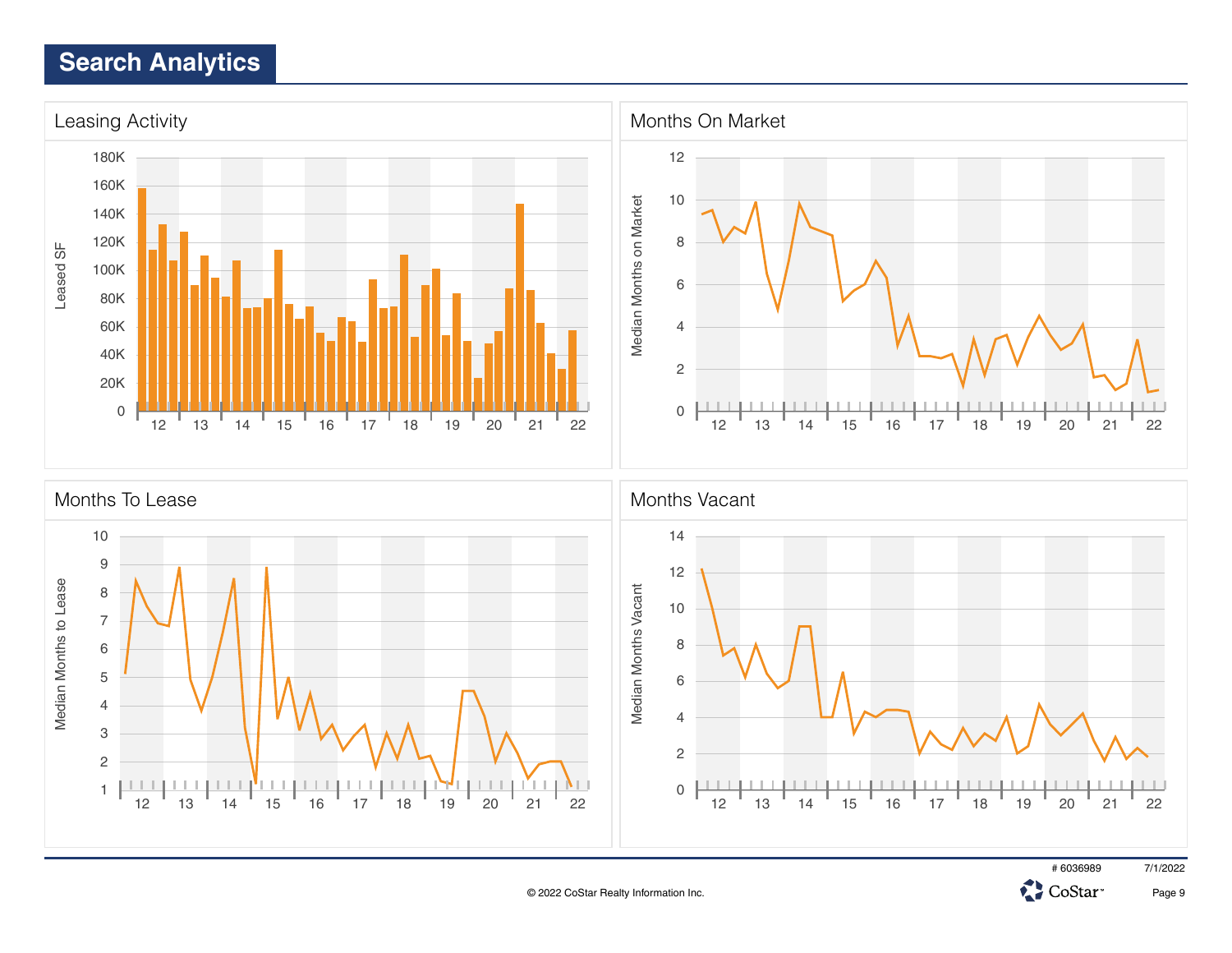## Search Analytics

### Leasing Activity

Leased SF

180K
160K
140K
120K
100K
80K
60K
40K
20K
0

12 13 14 15 16 17 18 19 20 21 22

### Months On Market

Median Months on Market

12
10
8
6
4
2
0

12 13 14 15 16 17 18 19 20 21 22

### Months To Lease

Median Months to Lease

10
9
8
7
6
5
4
3
2
1

12 13 14 15 16 17 18 19 20 21 22

### Months Vacant

Median Months Vacant

14
12
10
8
6
4
2
0

12 13 14 15 16 17 18 19 20 21 22

# 6036989 7/1/2022

© 2022 CoStar Realty Information Inc.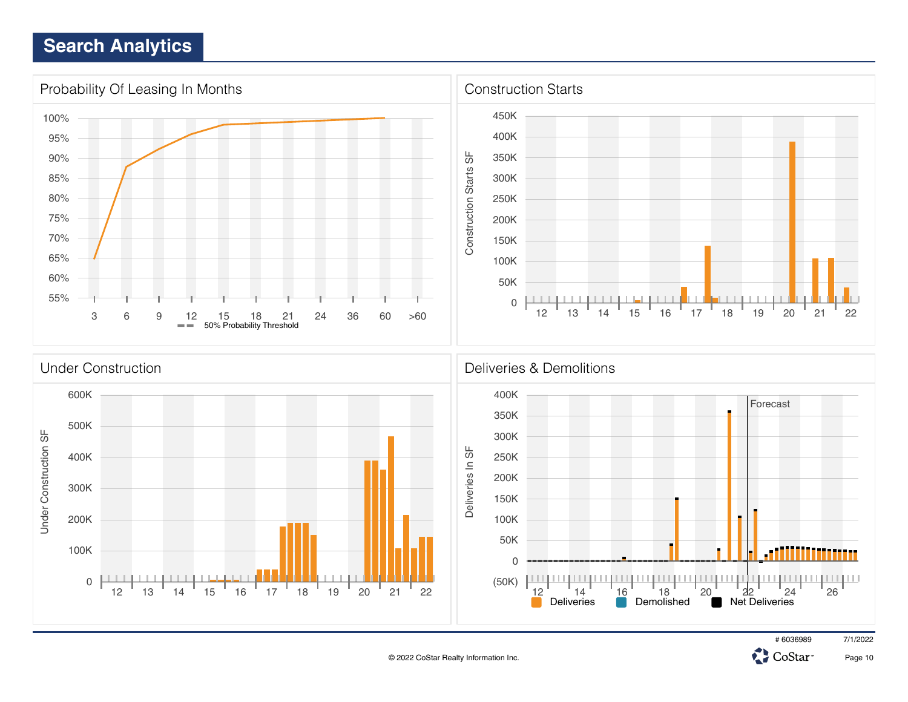# Search Analytics

## Probability Of Leasing In Months

100%
95%
90%
85%
80%
75%
70%
65%
60%
55%

3 6 9 12 15 18 21 24 36 60 >60

50% Probability Threshold

## Construction Starts

Construction Starts SF

450K
400K
350K
300K
250K
200K
150K
100K
50K
0

12 13 14 15 16 17 18 19 20 21 22

## Under Construction

Under Construction SF

600K
500K
400K
300K
200K
100K
0

12 13 14 15 16 17 18 19 20 21 22

## Deliveries & Demolitions

Deliveries In SF

Forecast

400K
350K
300K
250K
200K
150K
100K
50K
0
(50K)

12 14 16 18 20 22 24 26

Deliveries · Demolished · Net Deliveries

# 6036989 7/1/2022

© 2022 CoStar Realty Information Inc.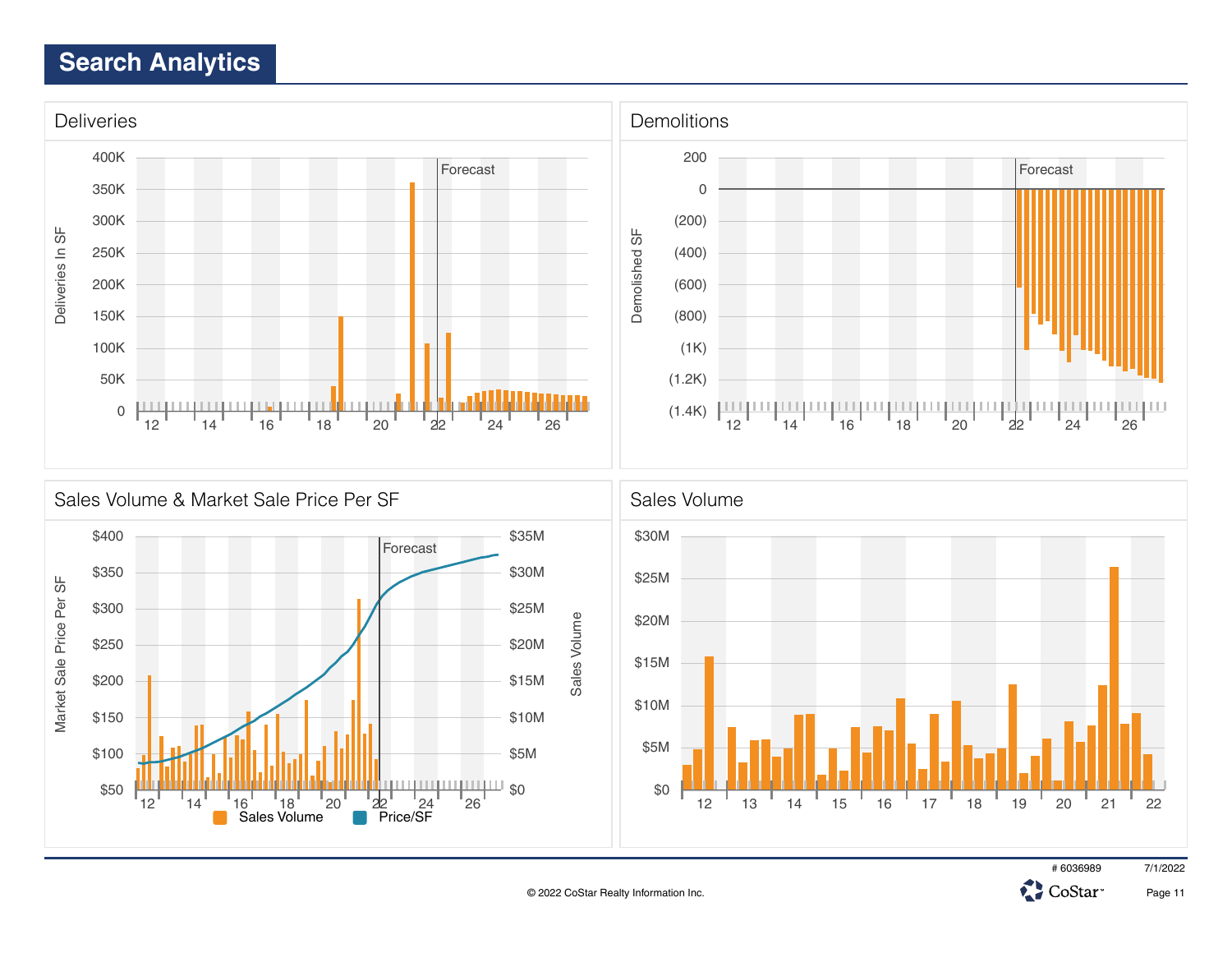# Search Analytics

## Deliveries

Deliveries In SF

400K, 350K, 300K, 250K, 200K, 150K, 100K, 50K, 0

12, 14, 16, 18, 20, 22, 24, 26

Forecast

## Demolitions

Demolished SF

200, 0, (200), (400), (600), (800), (1K), (1.2K), (1.4K)

12, 14, 16, 18, 20, 22, 24, 26

Forecast

## Sales Volume & Market Sale Price Per SF

Market Sale Price Per SF

$400, $350, $300, $250, $200, $150, $100, $50

Sales Volume

$35M, $30M, $25M, $20M, $15M, $10M, $5M, $0

12, 14, 16, 18, 20, 22, 24, 26

Forecast

Sales Volume | Price/SF

## Sales Volume

$30M, $25M, $20M, $15M, $10M, $5M, $0

12, 13, 14, 15, 16, 17, 18, 19, 20, 21, 22

# 6036989

7/1/2022

© 2022 CoStar Realty Information Inc.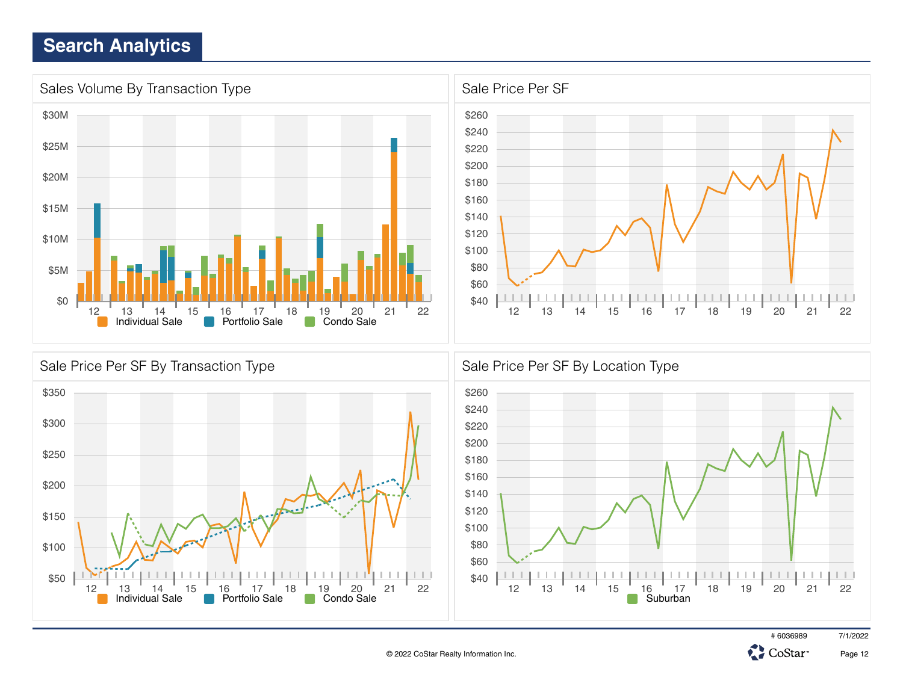# Search Analytics

## Sales Volume By Transaction Type

$30M
$25M
$20M
$15M
$10M
$5M
$0

12 13 14 15 16 17 18 19 20 21 22

Individual Sale   Portfolio Sale   Condo Sale

## Sale Price Per SF

$260
$240
$220
$200
$180
$160
$140
$120
$100
$80
$60
$40

12 13 14 15 16 17 18 19 20 21 22

## Sale Price Per SF By Transaction Type

$350
$300
$250
$200
$150
$100
$50

12 13 14 15 16 17 18 19 20 21 22

Individual Sale   Portfolio Sale   Condo Sale

## Sale Price Per SF By Location Type

$260
$240
$220
$200
$180
$160
$140
$120
$100
$80
$60
$40

12 13 14 15 16 17 18 19 20 21 22

Suburban

# 6036989   7/1/2022

© 2022 CoStar Realty Information Inc.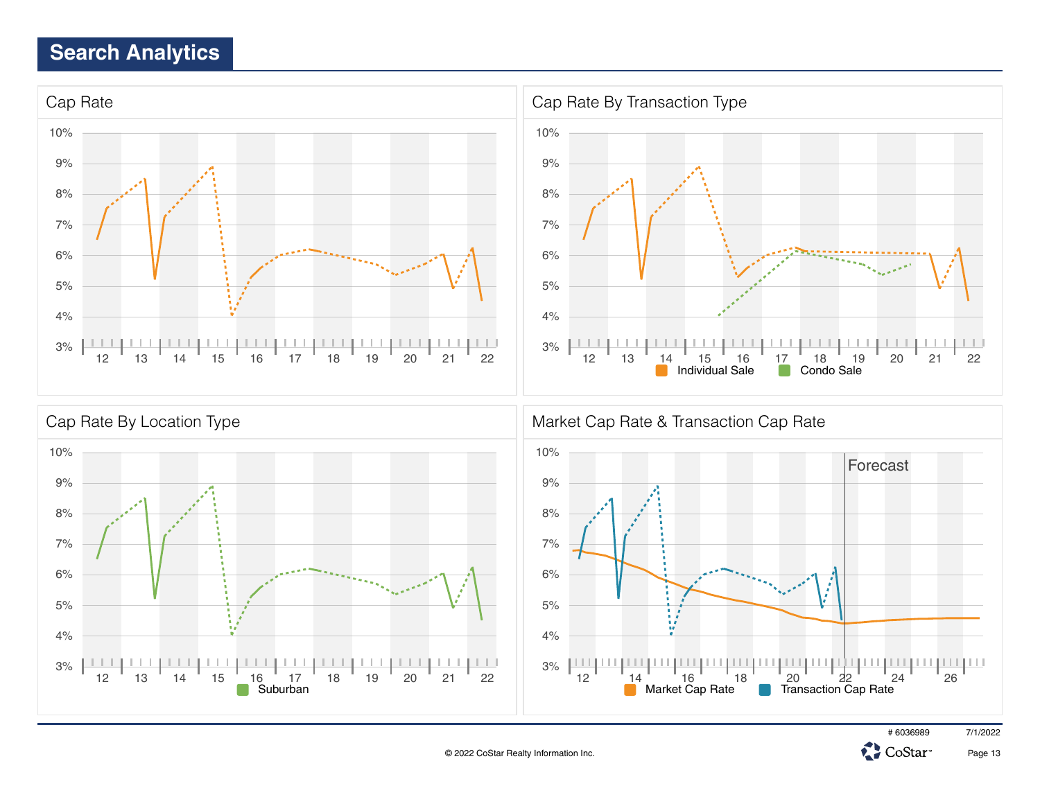# Search Analytics

## Cap Rate

10%
9%
8%
7%
6%
5%
4%
3%

12 13 14 15 16 17 18 19 20 21 22

## Cap Rate By Transaction Type

10%
9%
8%
7%
6%
5%
4%
3%

12 13 14 15 16 17 18 19 20 21 22

Individual Sale  Condo Sale

## Cap Rate By Location Type

10%
9%
8%
7%
6%
5%
4%
3%

12 13 14 15 16 17 18 19 20 21 22

Suburban

## Market Cap Rate & Transaction Cap Rate

Forecast

10%
9%
8%
7%
6%
5%
4%
3%

12 14 16 18 20 22 24 26

Market Cap Rate  Transaction Cap Rate

# 6036989  7/1/2022

© 2022 CoStar Realty Information Inc.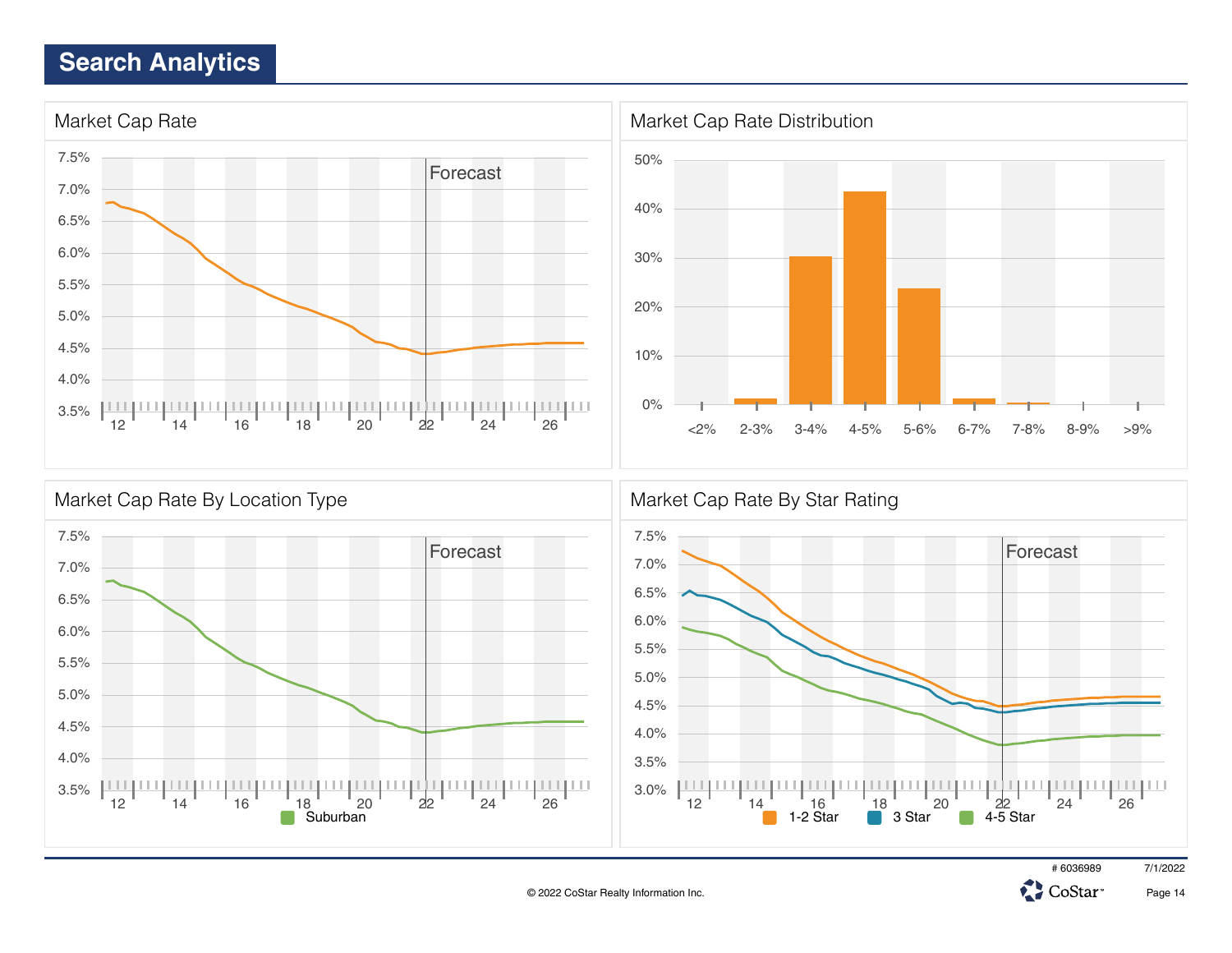## Search Analytics

### Market Cap Rate

7.5%
7.0%
6.5%
6.0%
5.5%
5.0%
4.5%
4.0%
3.5%

Forecast

12 14 16 18 20 22 24 26

### Market Cap Rate Distribution

50%
40%
30%
20%
10%
0%

<2% 2-3% 3-4% 4-5% 5-6% 6-7% 7-8% 8-9% >9%

### Market Cap Rate By Location Type

7.5%
7.0%
6.5%
6.0%
5.5%
5.0%
4.5%
4.0%
3.5%

Forecast

12 14 16 18 20 22 24 26

Suburban

### Market Cap Rate By Star Rating

7.5%
7.0%
6.5%
6.0%
5.5%
5.0%
4.5%
4.0%
3.5%
3.0%

Forecast

12 14 16 18 20 22 24 26

1-2 Star 3 Star 4-5 Star

# 6036989 7/1/2022

© 2022 CoStar Realty Information Inc.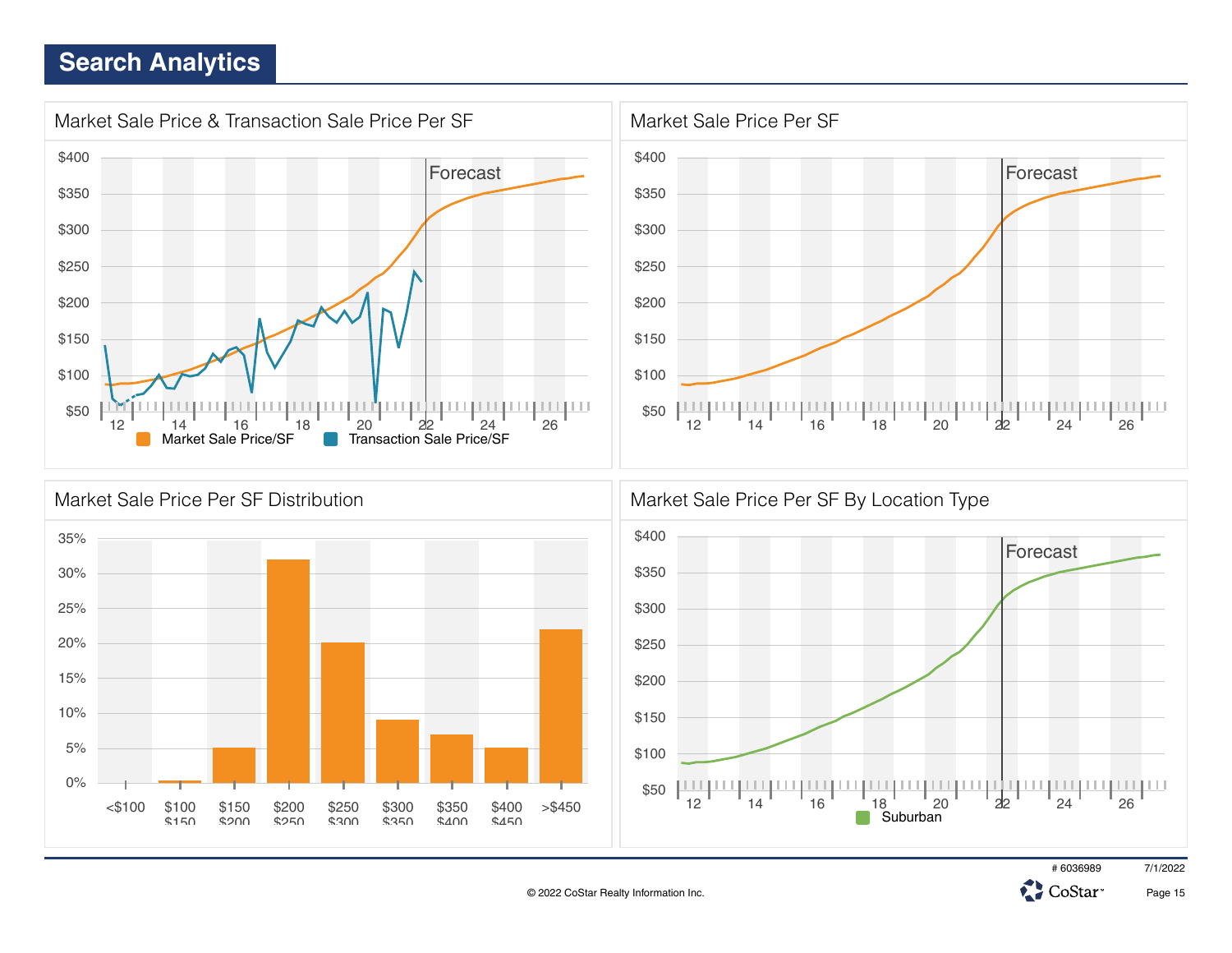## Search Analytics

### Market Sale Price & Transaction Sale Price Per SF

Forecast

$400 $350 $300 $250 $200 $150 $100 $50

12 14 16 18 20 22 24 26

Market Sale Price/SF   Transaction Sale Price/SF

### Market Sale Price Per SF

Forecast

$400 $350 $300 $250 $200 $150 $100 $50

12 14 16 18 20 22 24 26

### Market Sale Price Per SF Distribution

35% 30% 25% 20% 15% 10% 5% 0%

<$100 | $100 $150 | $150 $200 | $200 $250 | $250 $300 | $300 $350 | $350 $400 | $400 $450 | >$450

### Market Sale Price Per SF By Location Type

Forecast

$400 $350 $300 $250 $200 $150 $100 $50

12 14 16 18 20 22 24 26

Suburban

# 6036989 7/1/2022

© 2022 CoStar Realty Information Inc.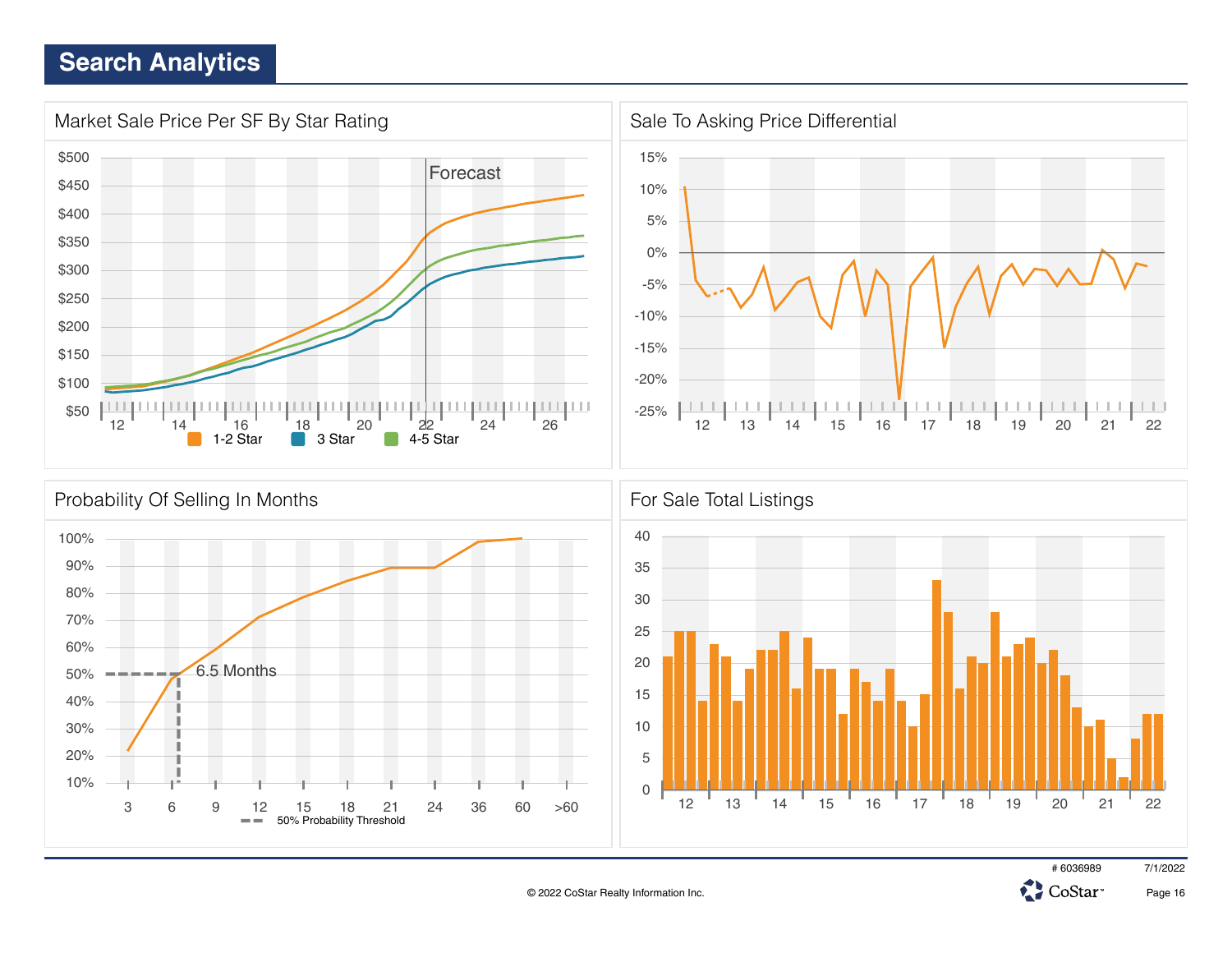# Search Analytics

## Market Sale Price Per SF By Star Rating

$500
$450
$400
$350
$300
$250
$200
$150
$100
$50

Forecast

12 14 16 18 20 22 24 26

1-2 Star   3 Star   4-5 Star

## Sale To Asking Price Differential

15%
10%
5%
0%
-5%
-10%
-15%
-20%
-25%

12 13 14 15 16 17 18 19 20 21 22

## Probability Of Selling In Months

100%
90%
80%
70%
60%
50%
40%
30%
20%
10%

6.5 Months

3 6 9 12 15 18 21 24 36 60 >60

50% Probability Threshold

## For Sale Total Listings

40
35
30
25
20
15
10
5
0

12 13 14 15 16 17 18 19 20 21 22

# 6036989   7/1/2022

© 2022 CoStar Realty Information Inc.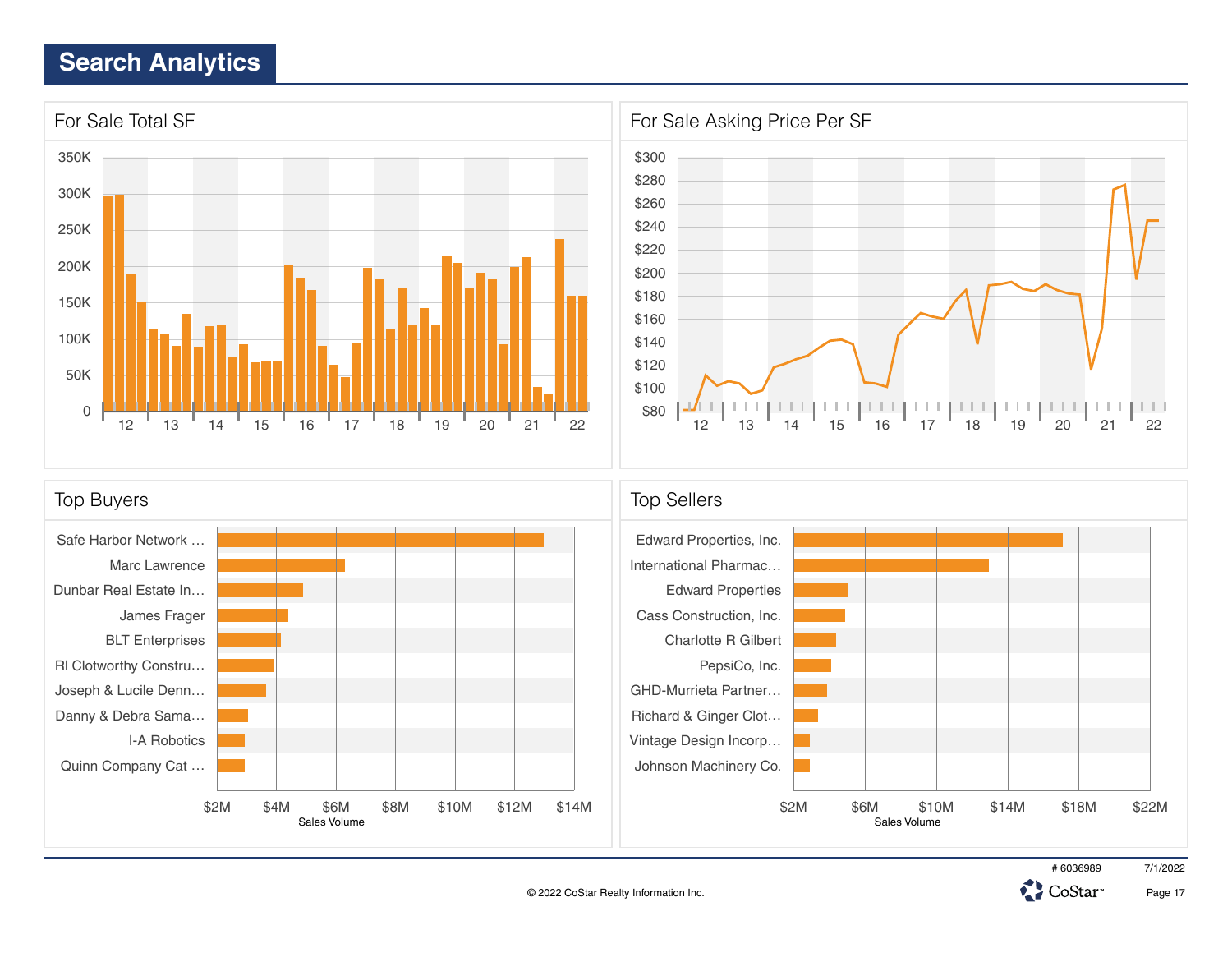# Search Analytics

## For Sale Total SF

350K
300K
250K
200K
150K
100K
50K
0

12 13 14 15 16 17 18 19 20 21 22

## For Sale Asking Price Per SF

$300
$280
$260
$240
$220
$200
$180
$160
$140
$120
$100
$80

12 13 14 15 16 17 18 19 20 21 22

## Top Buyers

Safe Harbor Network …
Marc Lawrence
Dunbar Real Estate In…
James Frager
BLT Enterprises
Rl Clotworthy Constru…
Joseph & Lucile Denn…
Danny & Debra Sama…
I-A Robotics
Quinn Company Cat …

$2M $4M $6M $8M $10M $12M $14M

Sales Volume

## Top Sellers

Edward Properties, Inc.
International Pharmac…
Edward Properties
Cass Construction, Inc.
Charlotte R Gilbert
PepsiCo, Inc.
GHD-Murrieta Partner…
Richard & Ginger Clot…
Vintage Design Incorp…
Johnson Machinery Co.

$2M $6M $10M $14M $18M $22M

Sales Volume

# 6036989 7/1/2022

© 2022 CoStar Realty Information Inc.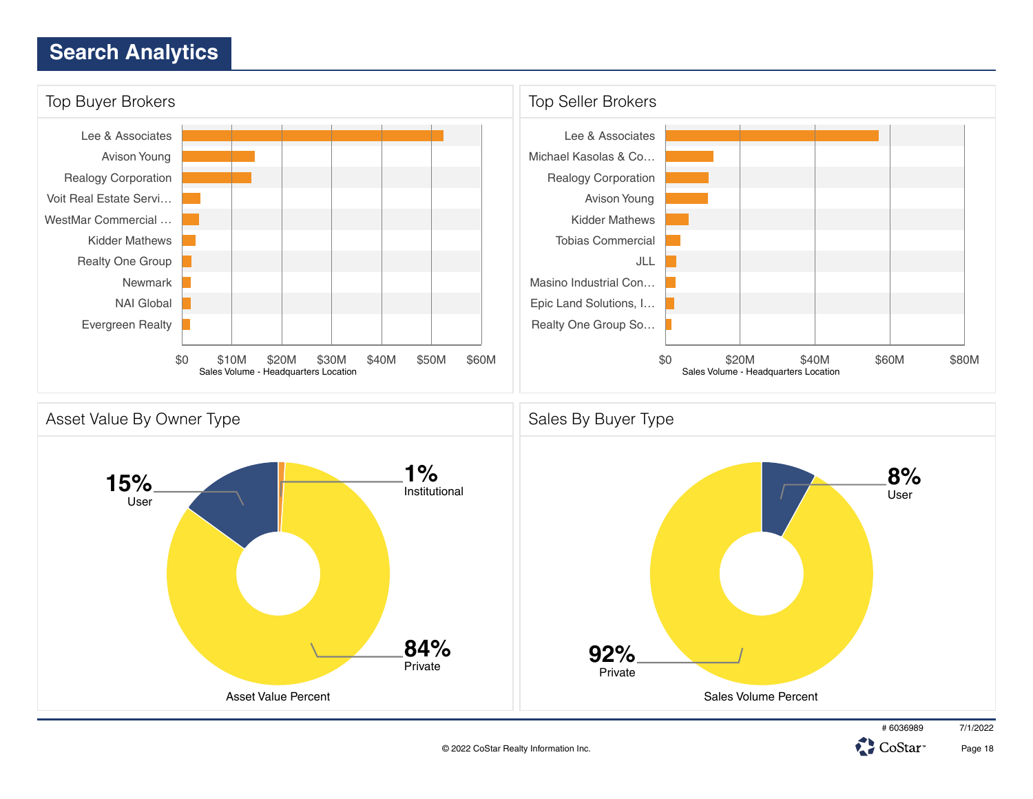# Search Analytics

## Top Buyer Brokers

- Lee & Associates
- Avison Young
- Realogy Corporation
- Voit Real Estate Servi…
- WestMar Commercial …
- Kidder Mathews
- Realty One Group
- Newmark
- NAI Global
- Evergreen Realty

$0 $10M $20M $30M $40M $50M $60M

Sales Volume - Headquarters Location

## Top Seller Brokers

- Lee & Associates
- Michael Kasolas & Co…
- Realogy Corporation
- Avison Young
- Kidder Mathews
- Tobias Commercial
- JLL
- Masino Industrial Con…
- Epic Land Solutions, I…
- Realty One Group So…

$0 $20M $40M $60M $80M

Sales Volume - Headquarters Location

## Asset Value By Owner Type

| Owner Type | Percent |
|---|---|
| User | 15% |
| Institutional | 1% |
| Private | 84% |

Asset Value Percent

## Sales By Buyer Type

| Buyer Type | Percent |
|---|---|
| User | 8% |
| Private | 92% |

Sales Volume Percent

# 6036989 7/1/2022

© 2022 CoStar Realty Information Inc.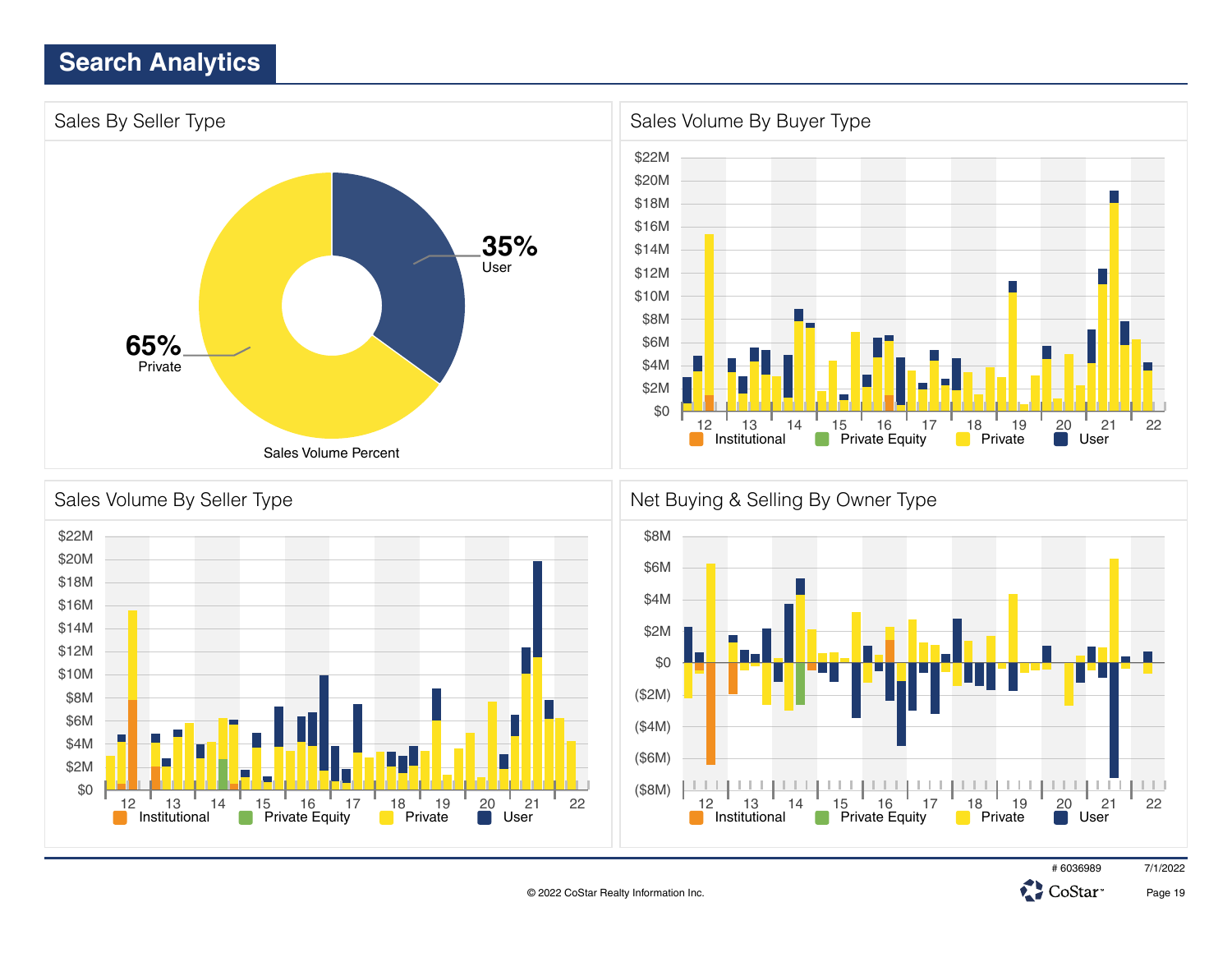# Search Analytics

## Sales By Seller Type

35%
User

65%
Private

Sales Volume Percent

## Sales Volume By Buyer Type

$22M
$20M
$18M
$16M
$14M
$12M
$10M
$8M
$6M
$4M
$2M
$0

12 13 14 15 16 17 18 19 20 21 22

Institutional | Private Equity | Private | User

## Sales Volume By Seller Type

$22M
$20M
$18M
$16M
$14M
$12M
$10M
$8M
$6M
$4M
$2M
$0

12 13 14 15 16 17 18 19 20 21 22

Institutional | Private Equity | Private | User

## Net Buying & Selling By Owner Type

$8M
$6M
$4M
$2M
$0
($2M)
($4M)
($6M)
($8M)

12 13 14 15 16 17 18 19 20 21 22

Institutional | Private Equity | Private | User

# 6036989 7/1/2022

© 2022 CoStar Realty Information Inc.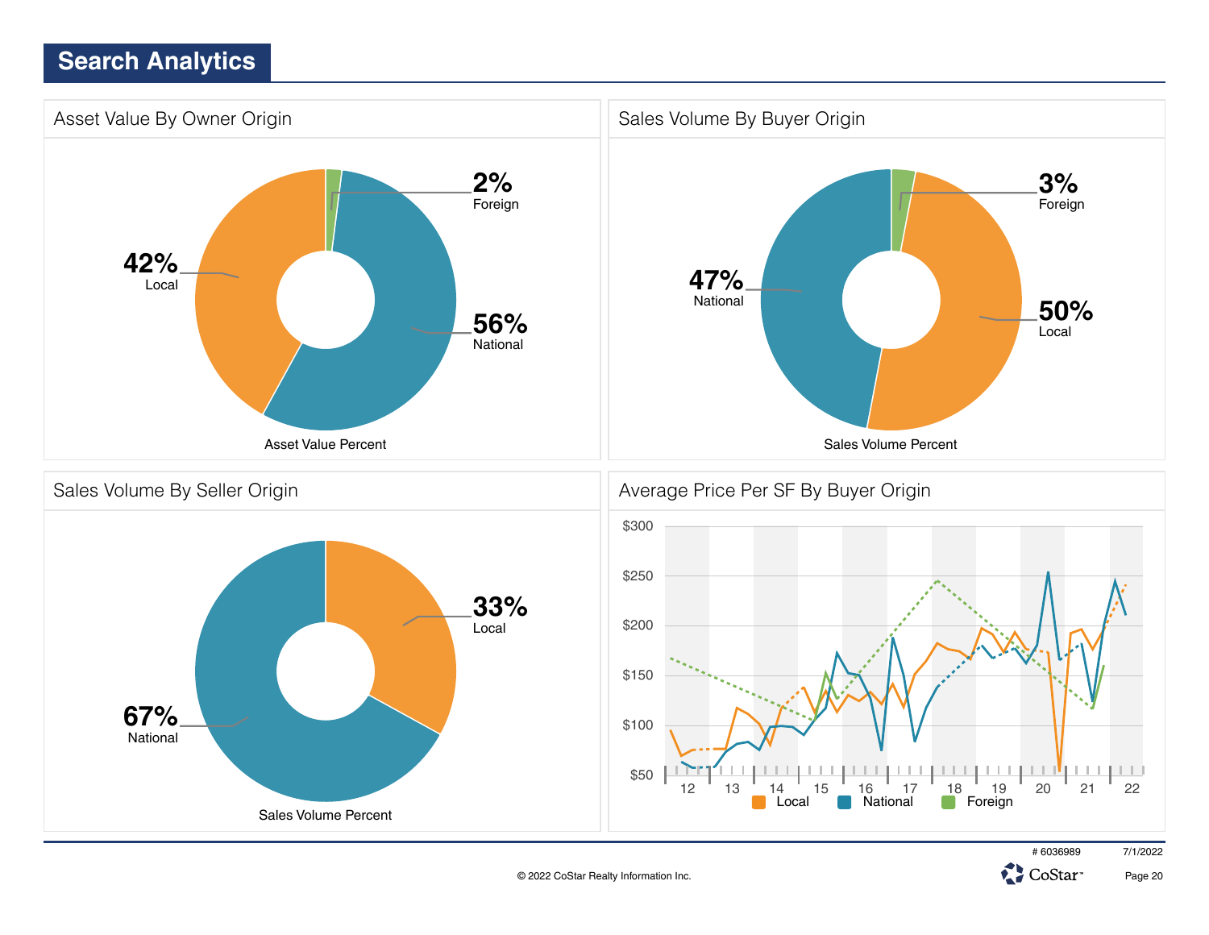# Search Analytics

## Asset Value By Owner Origin

**2%** Foreign

**42%** Local

**56%** National

Asset Value Percent

## Sales Volume By Buyer Origin

**3%** Foreign

**47%** National

**50%** Local

Sales Volume Percent

## Sales Volume By Seller Origin

**33%** Local

**67%** National

Sales Volume Percent

## Average Price Per SF By Buyer Origin

$300
$250
$200
$150
$100
$50

12 13 14 15 16 17 18 19 20 21 22

Local National Foreign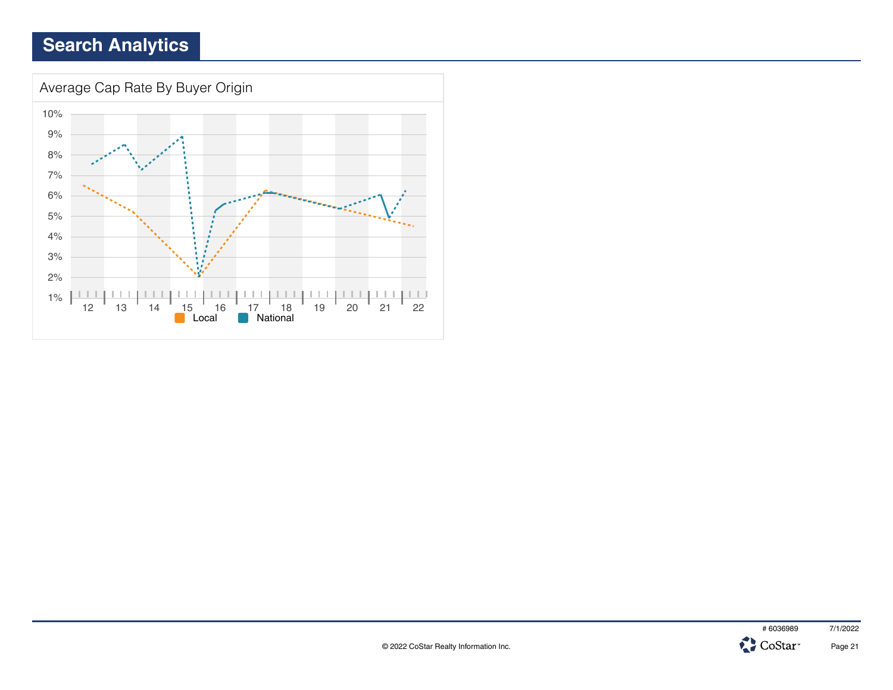# Search Analytics

## Average Cap Rate By Buyer Origin

10%
9%
8%
7%
6%
5%
4%
3%
2%
1%

12 13 14 15 16 17 18 19 20 21 22

Local National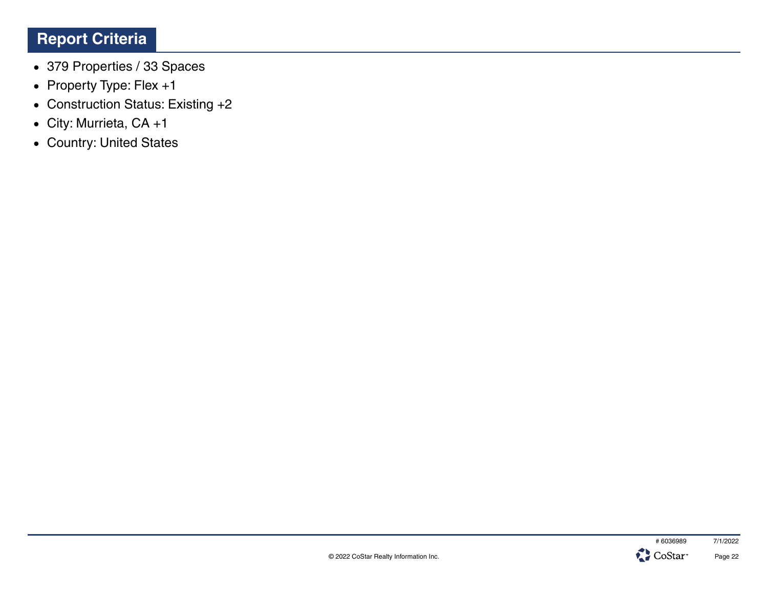## Report Criteria

- 379 Properties / 33 Spaces
- Property Type: Flex +1
- Construction Status: Existing +2
- City: Murrieta, CA +1
- Country: United States